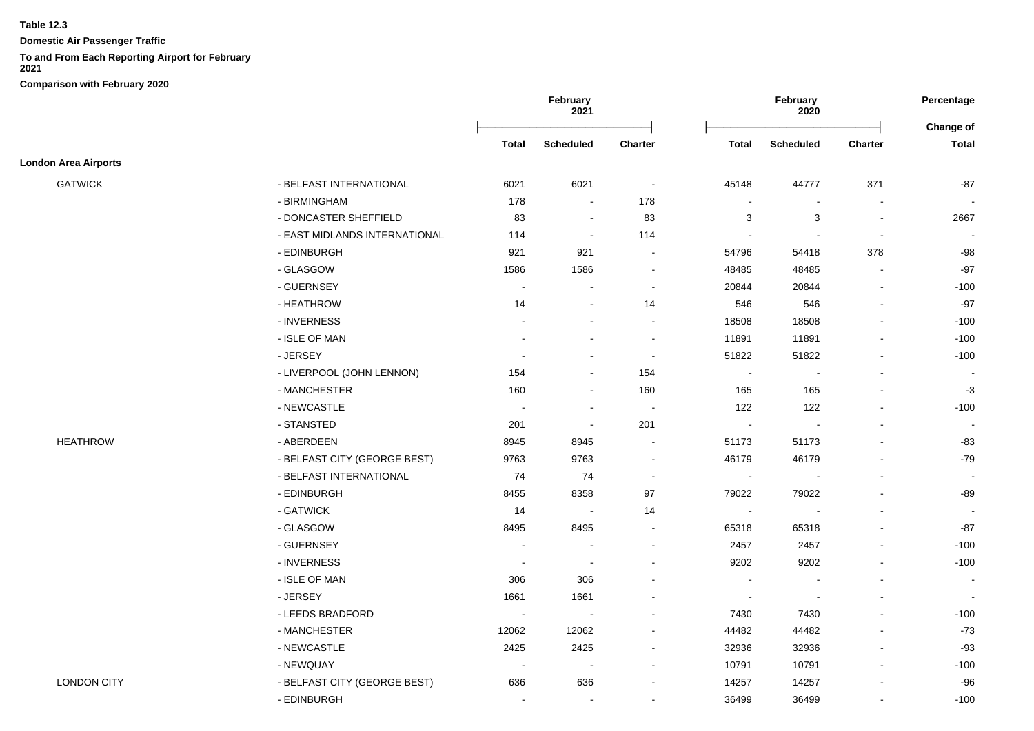**Table 12.3**

**Domestic Air Passenger Traffic**

**To and From Each Reporting Airport for February 2021**

**Comparison with February 2020**

| | | February 2021 | | | February 2020 | | | Percentage |
|---|---|---|---|---|---|---|---|---|
| | | **Total** | **Scheduled** | **Charter** | **Total** | **Scheduled** | **Charter** | **Change of Total** |
| **London Area Airports** | | | | | | | | |
| GATWICK | - BELFAST INTERNATIONAL | 6021 | 6021 | - | 45148 | 44777 | 371 | -87 |
| | - BIRMINGHAM | 178 | - | 178 | - | - | - | - |
| | - DONCASTER SHEFFIELD | 83 | - | 83 | 3 | 3 | - | 2667 |
| | - EAST MIDLANDS INTERNATIONAL | 114 | - | 114 | - | - | - | - |
| | - EDINBURGH | 921 | 921 | - | 54796 | 54418 | 378 | -98 |
| | - GLASGOW | 1586 | 1586 | - | 48485 | 48485 | - | -97 |
| | - GUERNSEY | - | - | - | 20844 | 20844 | - | -100 |
| | - HEATHROW | 14 | - | 14 | 546 | 546 | - | -97 |
| | - INVERNESS | - | - | - | 18508 | 18508 | - | -100 |
| | - ISLE OF MAN | - | - | - | 11891 | 11891 | - | -100 |
| | - JERSEY | - | - | - | 51822 | 51822 | - | -100 |
| | - LIVERPOOL (JOHN LENNON) | 154 | - | 154 | - | - | - | - |
| | - MANCHESTER | 160 | - | 160 | 165 | 165 | - | -3 |
| | - NEWCASTLE | - | - | - | 122 | 122 | - | -100 |
| | - STANSTED | 201 | - | 201 | - | - | - | - |
| HEATHROW | - ABERDEEN | 8945 | 8945 | - | 51173 | 51173 | - | -83 |
| | - BELFAST CITY (GEORGE BEST) | 9763 | 9763 | - | 46179 | 46179 | - | -79 |
| | - BELFAST INTERNATIONAL | 74 | 74 | - | - | - | - | - |
| | - EDINBURGH | 8455 | 8358 | 97 | 79022 | 79022 | - | -89 |
| | - GATWICK | 14 | - | 14 | - | - | - | - |
| | - GLASGOW | 8495 | 8495 | - | 65318 | 65318 | - | -87 |
| | - GUERNSEY | - | - | - | 2457 | 2457 | - | -100 |
| | - INVERNESS | - | - | - | 9202 | 9202 | - | -100 |
| | - ISLE OF MAN | 306 | 306 | - | - | - | - | - |
| | - JERSEY | 1661 | 1661 | - | - | - | - | - |
| | - LEEDS BRADFORD | - | - | - | 7430 | 7430 | - | -100 |
| | - MANCHESTER | 12062 | 12062 | - | 44482 | 44482 | - | -73 |
| | - NEWCASTLE | 2425 | 2425 | - | 32936 | 32936 | - | -93 |
| | - NEWQUAY | - | - | - | 10791 | 10791 | - | -100 |
| LONDON CITY | - BELFAST CITY (GEORGE BEST) | 636 | 636 | - | 14257 | 14257 | - | -96 |
| | - EDINBURGH | - | - | - | 36499 | 36499 | - | -100 |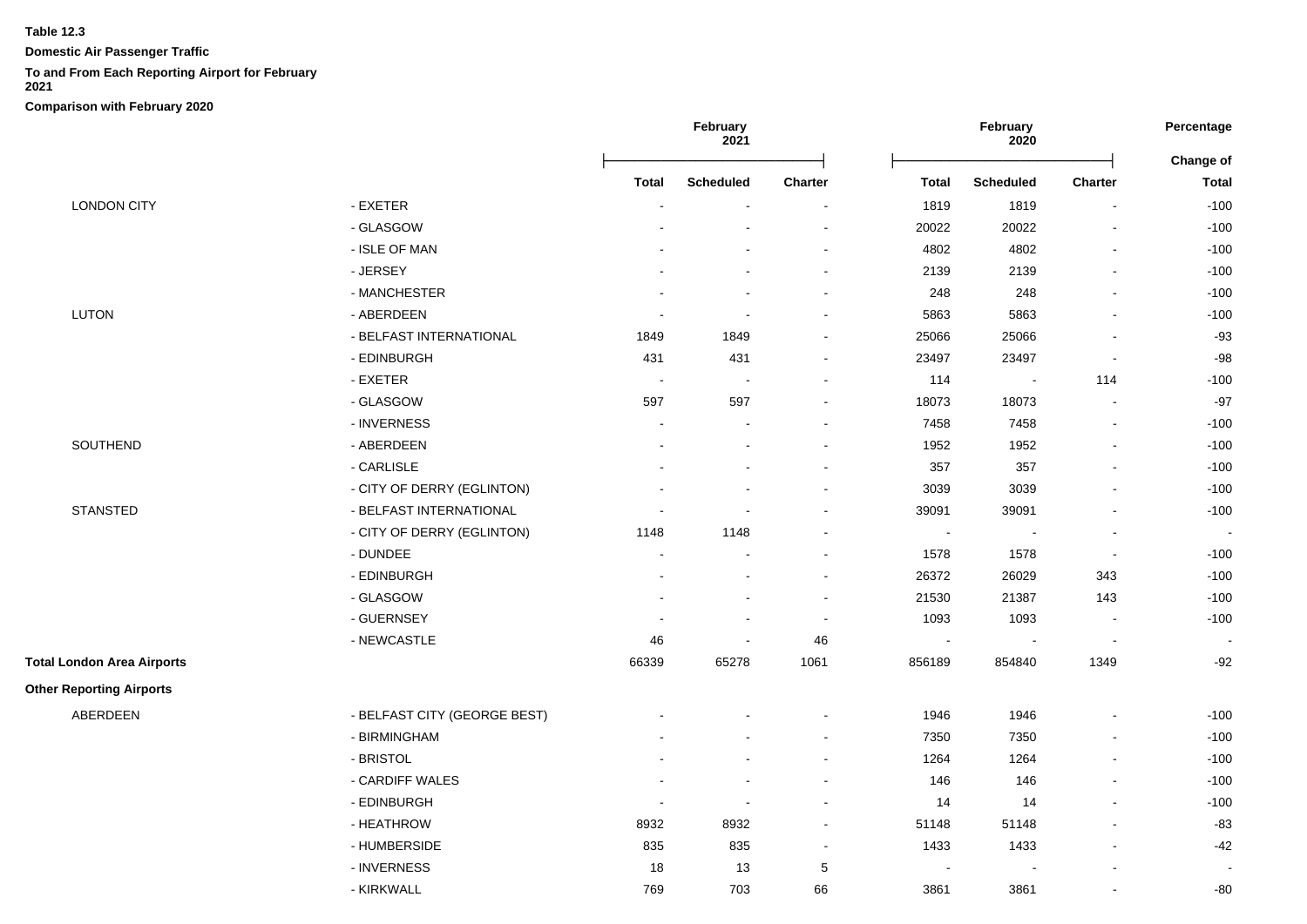**Table 12.3**

**Domestic Air Passenger Traffic**

**To and From Each Reporting Airport for February 2021**

**Comparison with February 2020**

| | | February 2021 | | | February 2020 | | | Percentage |
|---|---|---|---|---|---|---|---|---|
| | | | | | | | | Change of |
| | | Total | Scheduled | Charter | Total | Scheduled | Charter | Total |
| LONDON CITY | - EXETER | - | - | - | 1819 | 1819 | - | -100 |
| | - GLASGOW | - | - | - | 20022 | 20022 | - | -100 |
| | - ISLE OF MAN | - | - | - | 4802 | 4802 | - | -100 |
| | - JERSEY | - | - | - | 2139 | 2139 | - | -100 |
| | - MANCHESTER | - | - | - | 248 | 248 | - | -100 |
| LUTON | - ABERDEEN | - | - | - | 5863 | 5863 | - | -100 |
| | - BELFAST INTERNATIONAL | 1849 | 1849 | - | 25066 | 25066 | - | -93 |
| | - EDINBURGH | 431 | 431 | - | 23497 | 23497 | - | -98 |
| | - EXETER | - | - | - | 114 | - | 114 | -100 |
| | - GLASGOW | 597 | 597 | - | 18073 | 18073 | - | -97 |
| | - INVERNESS | - | - | - | 7458 | 7458 | - | -100 |
| SOUTHEND | - ABERDEEN | - | - | - | 1952 | 1952 | - | -100 |
| | - CARLISLE | - | - | - | 357 | 357 | - | -100 |
| | - CITY OF DERRY (EGLINTON) | - | - | - | 3039 | 3039 | - | -100 |
| STANSTED | - BELFAST INTERNATIONAL | - | - | - | 39091 | 39091 | - | -100 |
| | - CITY OF DERRY (EGLINTON) | 1148 | 1148 | - | - | - | - | - |
| | - DUNDEE | - | - | - | 1578 | 1578 | - | -100 |
| | - EDINBURGH | - | - | - | 26372 | 26029 | 343 | -100 |
| | - GLASGOW | - | - | - | 21530 | 21387 | 143 | -100 |
| | - GUERNSEY | - | - | - | 1093 | 1093 | - | -100 |
| | - NEWCASTLE | 46 | - | 46 | - | - | - | - |
| **Total London Area Airports** | | 66339 | 65278 | 1061 | 856189 | 854840 | 1349 | -92 |
| **Other Reporting Airports** | | | | | | | | |
| ABERDEEN | - BELFAST CITY (GEORGE BEST) | - | - | - | 1946 | 1946 | - | -100 |
| | - BIRMINGHAM | - | - | - | 7350 | 7350 | - | -100 |
| | - BRISTOL | - | - | - | 1264 | 1264 | - | -100 |
| | - CARDIFF WALES | - | - | - | 146 | 146 | - | -100 |
| | - EDINBURGH | - | - | - | 14 | 14 | - | -100 |
| | - HEATHROW | 8932 | 8932 | - | 51148 | 51148 | - | -83 |
| | - HUMBERSIDE | 835 | 835 | - | 1433 | 1433 | - | -42 |
| | - INVERNESS | 18 | 13 | 5 | - | - | - | - |
| | - KIRKWALL | 769 | 703 | 66 | 3861 | 3861 | - | -80 |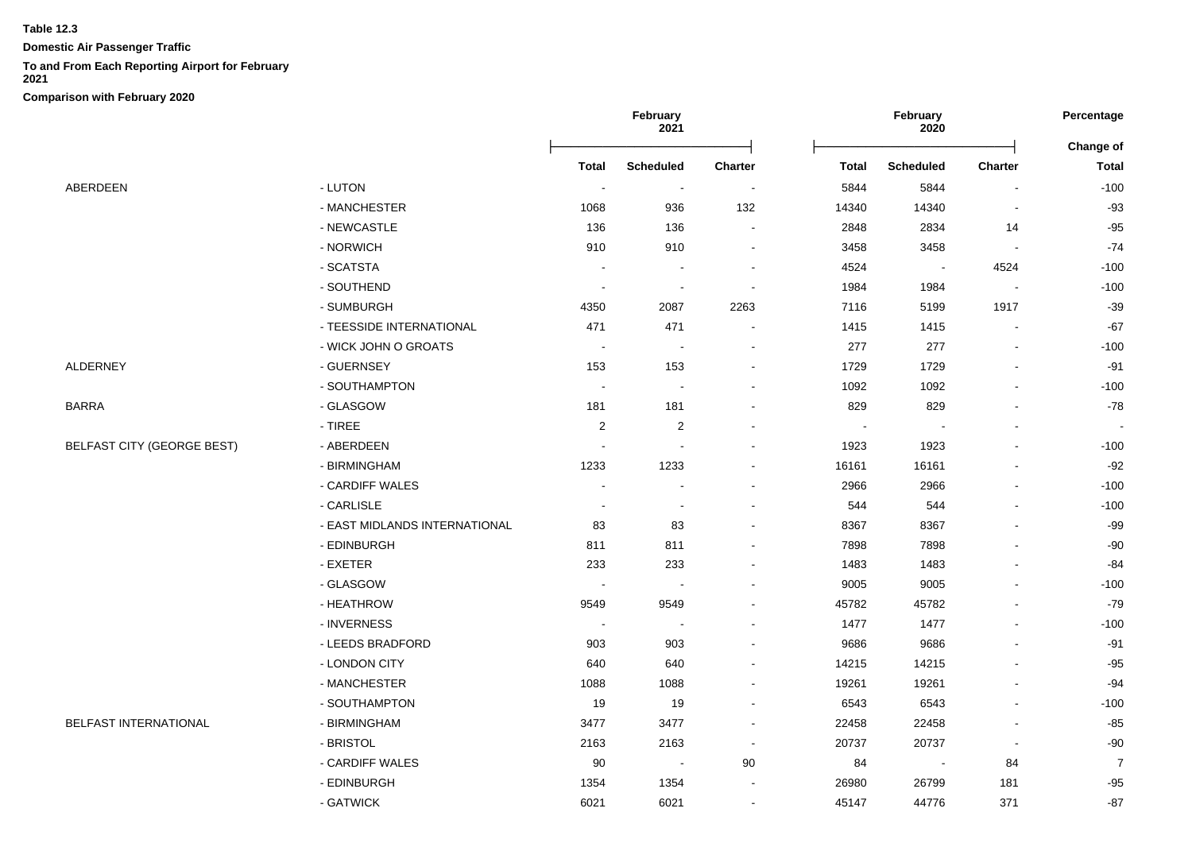**Table 12.3**

**Domestic Air Passenger Traffic**

**To and From Each Reporting Airport for February 2021**

**Comparison with February 2020**

| | | February 2021 | | | February 2020 | | | Percentage |
|---|---|---|---|---|---|---|---|---|
| | | | | | | | | Change of |
| | | Total | Scheduled | Charter | Total | Scheduled | Charter | Total |
| ABERDEEN | - LUTON | - | - | - | 5844 | 5844 | - | -100 |
| | - MANCHESTER | 1068 | 936 | 132 | 14340 | 14340 | - | -93 |
| | - NEWCASTLE | 136 | 136 | - | 2848 | 2834 | 14 | -95 |
| | - NORWICH | 910 | 910 | - | 3458 | 3458 | - | -74 |
| | - SCATSTA | - | - | - | 4524 | - | 4524 | -100 |
| | - SOUTHEND | - | - | - | 1984 | 1984 | - | -100 |
| | - SUMBURGH | 4350 | 2087 | 2263 | 7116 | 5199 | 1917 | -39 |
| | - TEESSIDE INTERNATIONAL | 471 | 471 | - | 1415 | 1415 | - | -67 |
| | - WICK JOHN O GROATS | - | - | - | 277 | 277 | - | -100 |
| ALDERNEY | - GUERNSEY | 153 | 153 | - | 1729 | 1729 | - | -91 |
| | - SOUTHAMPTON | - | - | - | 1092 | 1092 | - | -100 |
| BARRA | - GLASGOW | 181 | 181 | - | 829 | 829 | - | -78 |
| | - TIREE | 2 | 2 | - | - | - | - | - |
| BELFAST CITY (GEORGE BEST) | - ABERDEEN | - | - | - | 1923 | 1923 | - | -100 |
| | - BIRMINGHAM | 1233 | 1233 | - | 16161 | 16161 | - | -92 |
| | - CARDIFF WALES | - | - | - | 2966 | 2966 | - | -100 |
| | - CARLISLE | - | - | - | 544 | 544 | - | -100 |
| | - EAST MIDLANDS INTERNATIONAL | 83 | 83 | - | 8367 | 8367 | - | -99 |
| | - EDINBURGH | 811 | 811 | - | 7898 | 7898 | - | -90 |
| | - EXETER | 233 | 233 | - | 1483 | 1483 | - | -84 |
| | - GLASGOW | - | - | - | 9005 | 9005 | - | -100 |
| | - HEATHROW | 9549 | 9549 | - | 45782 | 45782 | - | -79 |
| | - INVERNESS | - | - | - | 1477 | 1477 | - | -100 |
| | - LEEDS BRADFORD | 903 | 903 | - | 9686 | 9686 | - | -91 |
| | - LONDON CITY | 640 | 640 | - | 14215 | 14215 | - | -95 |
| | - MANCHESTER | 1088 | 1088 | - | 19261 | 19261 | - | -94 |
| | - SOUTHAMPTON | 19 | 19 | - | 6543 | 6543 | - | -100 |
| BELFAST INTERNATIONAL | - BIRMINGHAM | 3477 | 3477 | - | 22458 | 22458 | - | -85 |
| | - BRISTOL | 2163 | 2163 | - | 20737 | 20737 | - | -90 |
| | - CARDIFF WALES | 90 | - | 90 | 84 | - | 84 | 7 |
| | - EDINBURGH | 1354 | 1354 | - | 26980 | 26799 | 181 | -95 |
| | - GATWICK | 6021 | 6021 | - | 45147 | 44776 | 371 | -87 |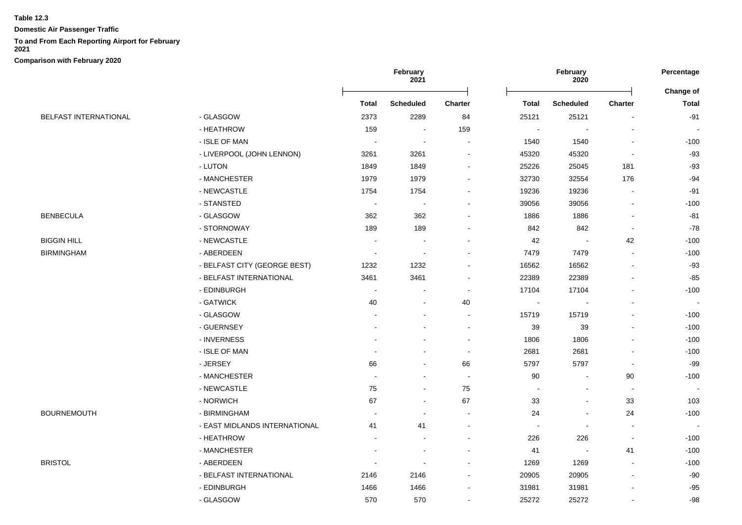**Table 12.3**

**Domestic Air Passenger Traffic**

**To and From Each Reporting Airport for February 2021**

**Comparison with February 2020**

| | | February 2021 | | | February 2020 | | | Percentage |
|---|---|---|---|---|---|---|---|---|
| | | | | | | | | Change of |
| | | **Total** | **Scheduled** | **Charter** | **Total** | **Scheduled** | **Charter** | **Total** |
| BELFAST INTERNATIONAL | - GLASGOW | 2373 | 2289 | 84 | 25121 | 25121 | - | -91 |
| | - HEATHROW | 159 | - | 159 | - | - | - | - |
| | - ISLE OF MAN | - | - | - | 1540 | 1540 | - | -100 |
| | - LIVERPOOL (JOHN LENNON) | 3261 | 3261 | - | 45320 | 45320 | - | -93 |
| | - LUTON | 1849 | 1849 | - | 25226 | 25045 | 181 | -93 |
| | - MANCHESTER | 1979 | 1979 | - | 32730 | 32554 | 176 | -94 |
| | - NEWCASTLE | 1754 | 1754 | - | 19236 | 19236 | - | -91 |
| | - STANSTED | - | - | - | 39056 | 39056 | - | -100 |
| BENBECULA | - GLASGOW | 362 | 362 | - | 1886 | 1886 | - | -81 |
| | - STORNOWAY | 189 | 189 | - | 842 | 842 | - | -78 |
| BIGGIN HILL | - NEWCASTLE | - | - | - | 42 | - | 42 | -100 |
| BIRMINGHAM | - ABERDEEN | - | - | - | 7479 | 7479 | - | -100 |
| | - BELFAST CITY (GEORGE BEST) | 1232 | 1232 | - | 16562 | 16562 | - | -93 |
| | - BELFAST INTERNATIONAL | 3461 | 3461 | - | 22389 | 22389 | - | -85 |
| | - EDINBURGH | - | - | - | 17104 | 17104 | - | -100 |
| | - GATWICK | 40 | - | 40 | - | - | - | - |
| | - GLASGOW | - | - | - | 15719 | 15719 | - | -100 |
| | - GUERNSEY | - | - | - | 39 | 39 | - | -100 |
| | - INVERNESS | - | - | - | 1806 | 1806 | - | -100 |
| | - ISLE OF MAN | - | - | - | 2681 | 2681 | - | -100 |
| | - JERSEY | 66 | - | 66 | 5797 | 5797 | - | -99 |
| | - MANCHESTER | - | - | - | 90 | - | 90 | -100 |
| | - NEWCASTLE | 75 | - | 75 | - | - | - | - |
| | - NORWICH | 67 | - | 67 | 33 | - | 33 | 103 |
| BOURNEMOUTH | - BIRMINGHAM | - | - | - | 24 | - | 24 | -100 |
| | - EAST MIDLANDS INTERNATIONAL | 41 | 41 | - | - | - | - | - |
| | - HEATHROW | - | - | - | 226 | 226 | - | -100 |
| | - MANCHESTER | - | - | - | 41 | - | 41 | -100 |
| BRISTOL | - ABERDEEN | - | - | - | 1269 | 1269 | - | -100 |
| | - BELFAST INTERNATIONAL | 2146 | 2146 | - | 20905 | 20905 | - | -90 |
| | - EDINBURGH | 1466 | 1466 | - | 31981 | 31981 | - | -95 |
| | - GLASGOW | 570 | 570 | - | 25272 | 25272 | - | -98 |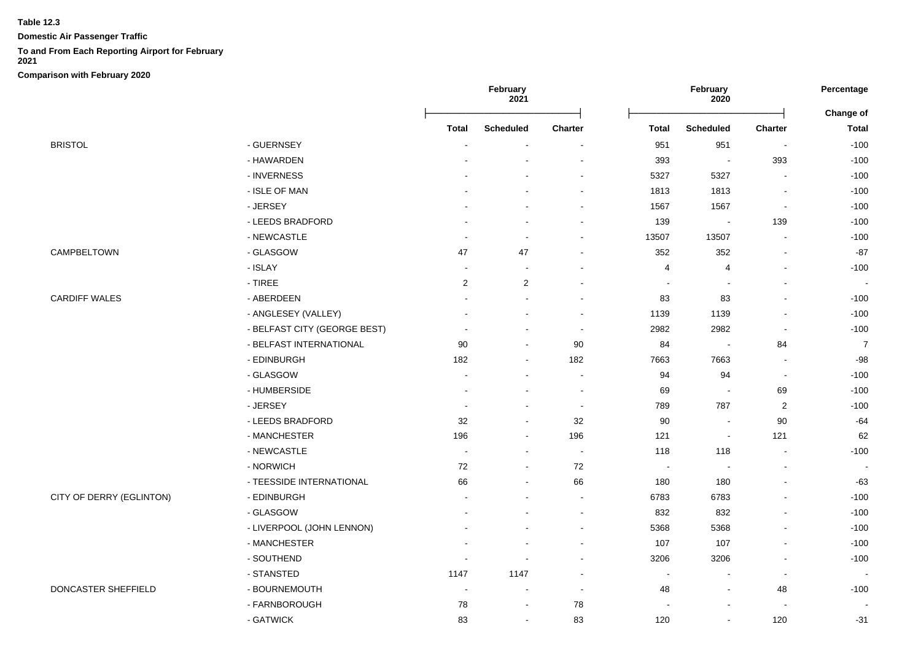**Table 12.3**

**Domestic Air Passenger Traffic**

**To and From Each Reporting Airport for February 2021**

**Comparison with February 2020**

| | | February 2021 | | | February 2020 | | | Percentage |
|---|---|---|---|---|---|---|---|---|
| | | | | | | | | Change of |
| | | Total | Scheduled | Charter | Total | Scheduled | Charter | Total |
| BRISTOL | - GUERNSEY | - | - | - | 951 | 951 | - | -100 |
| | - HAWARDEN | - | - | - | 393 | - | 393 | -100 |
| | - INVERNESS | - | - | - | 5327 | 5327 | - | -100 |
| | - ISLE OF MAN | - | - | - | 1813 | 1813 | - | -100 |
| | - JERSEY | - | - | - | 1567 | 1567 | - | -100 |
| | - LEEDS BRADFORD | - | - | - | 139 | - | 139 | -100 |
| | - NEWCASTLE | - | - | - | 13507 | 13507 | - | -100 |
| CAMPBELTOWN | - GLASGOW | 47 | 47 | - | 352 | 352 | - | -87 |
| | - ISLAY | - | - | - | 4 | 4 | - | -100 |
| | - TIREE | 2 | 2 | - | - | - | - | - |
| CARDIFF WALES | - ABERDEEN | - | - | - | 83 | 83 | - | -100 |
| | - ANGLESEY (VALLEY) | - | - | - | 1139 | 1139 | - | -100 |
| | - BELFAST CITY (GEORGE BEST) | - | - | - | 2982 | 2982 | - | -100 |
| | - BELFAST INTERNATIONAL | 90 | - | 90 | 84 | - | 84 | 7 |
| | - EDINBURGH | 182 | - | 182 | 7663 | 7663 | - | -98 |
| | - GLASGOW | - | - | - | 94 | 94 | - | -100 |
| | - HUMBERSIDE | - | - | - | 69 | - | 69 | -100 |
| | - JERSEY | - | - | - | 789 | 787 | 2 | -100 |
| | - LEEDS BRADFORD | 32 | - | 32 | 90 | - | 90 | -64 |
| | - MANCHESTER | 196 | - | 196 | 121 | - | 121 | 62 |
| | - NEWCASTLE | - | - | - | 118 | 118 | - | -100 |
| | - NORWICH | 72 | - | 72 | - | - | - | - |
| | - TEESSIDE INTERNATIONAL | 66 | - | 66 | 180 | 180 | - | -63 |
| CITY OF DERRY (EGLINTON) | - EDINBURGH | - | - | - | 6783 | 6783 | - | -100 |
| | - GLASGOW | - | - | - | 832 | 832 | - | -100 |
| | - LIVERPOOL (JOHN LENNON) | - | - | - | 5368 | 5368 | - | -100 |
| | - MANCHESTER | - | - | - | 107 | 107 | - | -100 |
| | - SOUTHEND | - | - | - | 3206 | 3206 | - | -100 |
| | - STANSTED | 1147 | 1147 | - | - | - | - | - |
| DONCASTER SHEFFIELD | - BOURNEMOUTH | - | - | - | 48 | - | 48 | -100 |
| | - FARNBOROUGH | 78 | - | 78 | - | - | - | - |
| | - GATWICK | 83 | - | 83 | 120 | - | 120 | -31 |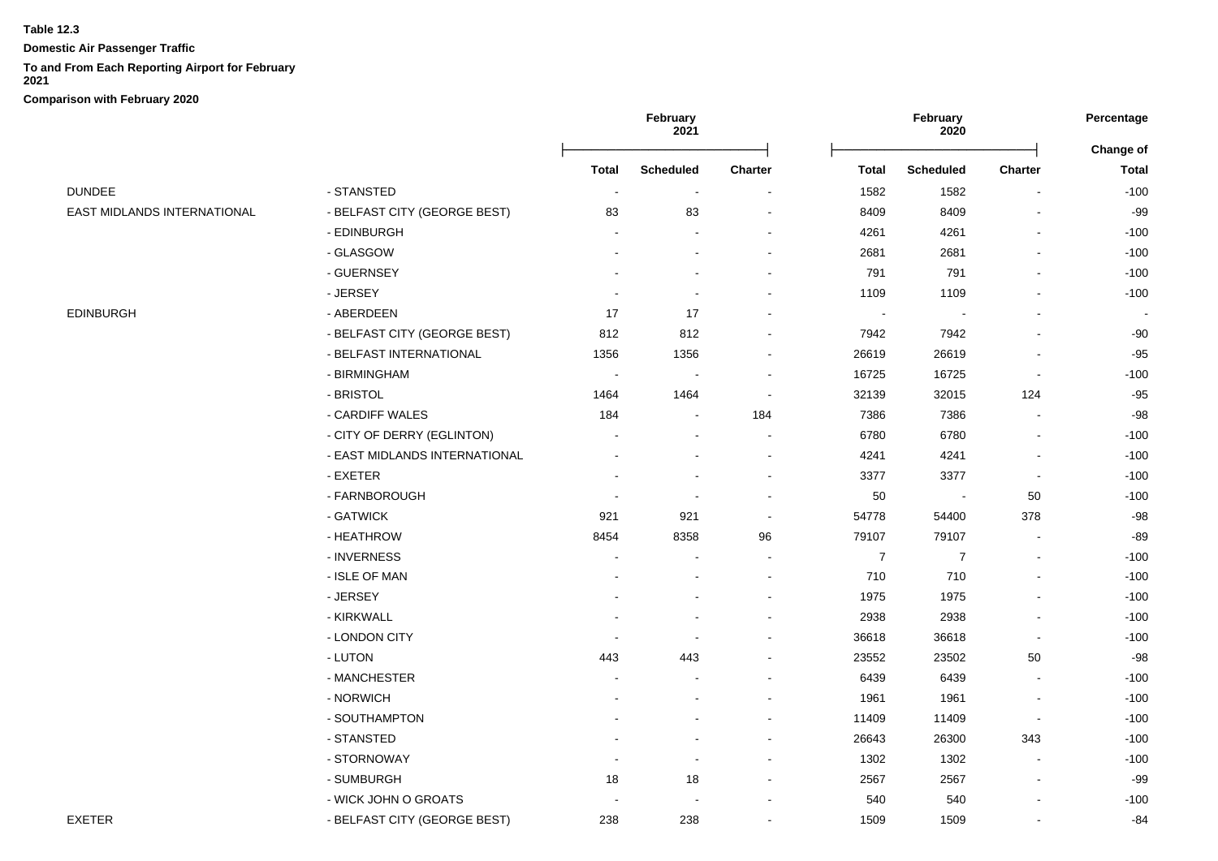**Table 12.3**

**Domestic Air Passenger Traffic**

**To and From Each Reporting Airport for February 2021**

**Comparison with February 2020**

| | | February 2021 | | | February 2020 | | | Percentage |
|---|---|---|---|---|---|---|---|---|
| | | | | | | | | Change of |
| | | Total | Scheduled | Charter | Total | Scheduled | Charter | Total |
| DUNDEE | - STANSTED | - | - | - | 1582 | 1582 | - | -100 |
| EAST MIDLANDS INTERNATIONAL | - BELFAST CITY (GEORGE BEST) | 83 | 83 | - | 8409 | 8409 | - | -99 |
| | - EDINBURGH | - | - | - | 4261 | 4261 | - | -100 |
| | - GLASGOW | - | - | - | 2681 | 2681 | - | -100 |
| | - GUERNSEY | - | - | - | 791 | 791 | - | -100 |
| | - JERSEY | - | - | - | 1109 | 1109 | - | -100 |
| EDINBURGH | - ABERDEEN | 17 | 17 | - | - | - | - | - |
| | - BELFAST CITY (GEORGE BEST) | 812 | 812 | - | 7942 | 7942 | - | -90 |
| | - BELFAST INTERNATIONAL | 1356 | 1356 | - | 26619 | 26619 | - | -95 |
| | - BIRMINGHAM | - | - | - | 16725 | 16725 | - | -100 |
| | - BRISTOL | 1464 | 1464 | - | 32139 | 32015 | 124 | -95 |
| | - CARDIFF WALES | 184 | - | 184 | 7386 | 7386 | - | -98 |
| | - CITY OF DERRY (EGLINTON) | - | - | - | 6780 | 6780 | - | -100 |
| | - EAST MIDLANDS INTERNATIONAL | - | - | - | 4241 | 4241 | - | -100 |
| | - EXETER | - | - | - | 3377 | 3377 | - | -100 |
| | - FARNBOROUGH | - | - | - | 50 | - | 50 | -100 |
| | - GATWICK | 921 | 921 | - | 54778 | 54400 | 378 | -98 |
| | - HEATHROW | 8454 | 8358 | 96 | 79107 | 79107 | - | -89 |
| | - INVERNESS | - | - | - | 7 | 7 | - | -100 |
| | - ISLE OF MAN | - | - | - | 710 | 710 | - | -100 |
| | - JERSEY | - | - | - | 1975 | 1975 | - | -100 |
| | - KIRKWALL | - | - | - | 2938 | 2938 | - | -100 |
| | - LONDON CITY | - | - | - | 36618 | 36618 | - | -100 |
| | - LUTON | 443 | 443 | - | 23552 | 23502 | 50 | -98 |
| | - MANCHESTER | - | - | - | 6439 | 6439 | - | -100 |
| | - NORWICH | - | - | - | 1961 | 1961 | - | -100 |
| | - SOUTHAMPTON | - | - | - | 11409 | 11409 | - | -100 |
| | - STANSTED | - | - | - | 26643 | 26300 | 343 | -100 |
| | - STORNOWAY | - | - | - | 1302 | 1302 | - | -100 |
| | - SUMBURGH | 18 | 18 | - | 2567 | 2567 | - | -99 |
| | - WICK JOHN O GROATS | - | - | - | 540 | 540 | - | -100 |
| EXETER | - BELFAST CITY (GEORGE BEST) | 238 | 238 | - | 1509 | 1509 | - | -84 |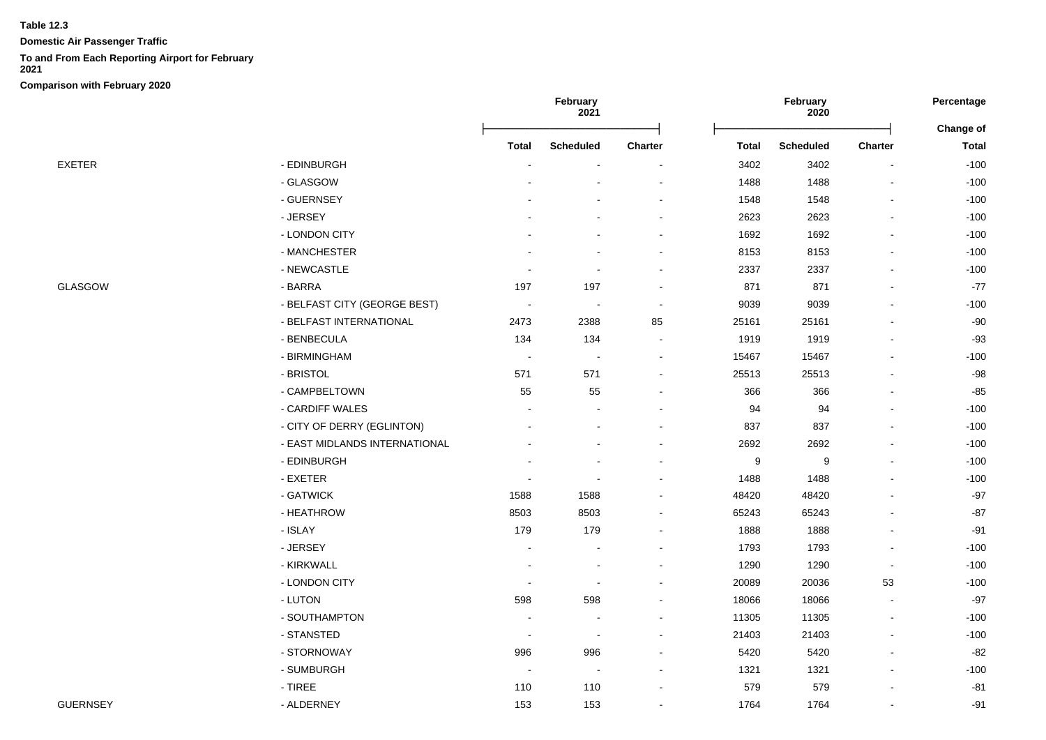**Table 12.3**

**Domestic Air Passenger Traffic**

**To and From Each Reporting Airport for February 2021**

**Comparison with February 2020**

| | | February 2021 | | | February 2020 | | | Percentage Change of |
|---|---|---|---|---|---|---|---|---|
| | | Total | Scheduled | Charter | Total | Scheduled | Charter | Total |
| EXETER | - EDINBURGH | - | - | - | 3402 | 3402 | - | -100 |
| | - GLASGOW | - | - | - | 1488 | 1488 | - | -100 |
| | - GUERNSEY | - | - | - | 1548 | 1548 | - | -100 |
| | - JERSEY | - | - | - | 2623 | 2623 | - | -100 |
| | - LONDON CITY | - | - | - | 1692 | 1692 | - | -100 |
| | - MANCHESTER | - | - | - | 8153 | 8153 | - | -100 |
| | - NEWCASTLE | - | - | - | 2337 | 2337 | - | -100 |
| GLASGOW | - BARRA | 197 | 197 | - | 871 | 871 | - | -77 |
| | - BELFAST CITY (GEORGE BEST) | - | - | - | 9039 | 9039 | - | -100 |
| | - BELFAST INTERNATIONAL | 2473 | 2388 | 85 | 25161 | 25161 | - | -90 |
| | - BENBECULA | 134 | 134 | - | 1919 | 1919 | - | -93 |
| | - BIRMINGHAM | - | - | - | 15467 | 15467 | - | -100 |
| | - BRISTOL | 571 | 571 | - | 25513 | 25513 | - | -98 |
| | - CAMPBELTOWN | 55 | 55 | - | 366 | 366 | - | -85 |
| | - CARDIFF WALES | - | - | - | 94 | 94 | - | -100 |
| | - CITY OF DERRY (EGLINTON) | - | - | - | 837 | 837 | - | -100 |
| | - EAST MIDLANDS INTERNATIONAL | - | - | - | 2692 | 2692 | - | -100 |
| | - EDINBURGH | - | - | - | 9 | 9 | - | -100 |
| | - EXETER | - | - | - | 1488 | 1488 | - | -100 |
| | - GATWICK | 1588 | 1588 | - | 48420 | 48420 | - | -97 |
| | - HEATHROW | 8503 | 8503 | - | 65243 | 65243 | - | -87 |
| | - ISLAY | 179 | 179 | - | 1888 | 1888 | - | -91 |
| | - JERSEY | - | - | - | 1793 | 1793 | - | -100 |
| | - KIRKWALL | - | - | - | 1290 | 1290 | - | -100 |
| | - LONDON CITY | - | - | - | 20089 | 20036 | 53 | -100 |
| | - LUTON | 598 | 598 | - | 18066 | 18066 | - | -97 |
| | - SOUTHAMPTON | - | - | - | 11305 | 11305 | - | -100 |
| | - STANSTED | - | - | - | 21403 | 21403 | - | -100 |
| | - STORNOWAY | 996 | 996 | - | 5420 | 5420 | - | -82 |
| | - SUMBURGH | - | - | - | 1321 | 1321 | - | -100 |
| | - TIREE | 110 | 110 | - | 579 | 579 | - | -81 |
| GUERNSEY | - ALDERNEY | 153 | 153 | - | 1764 | 1764 | - | -91 |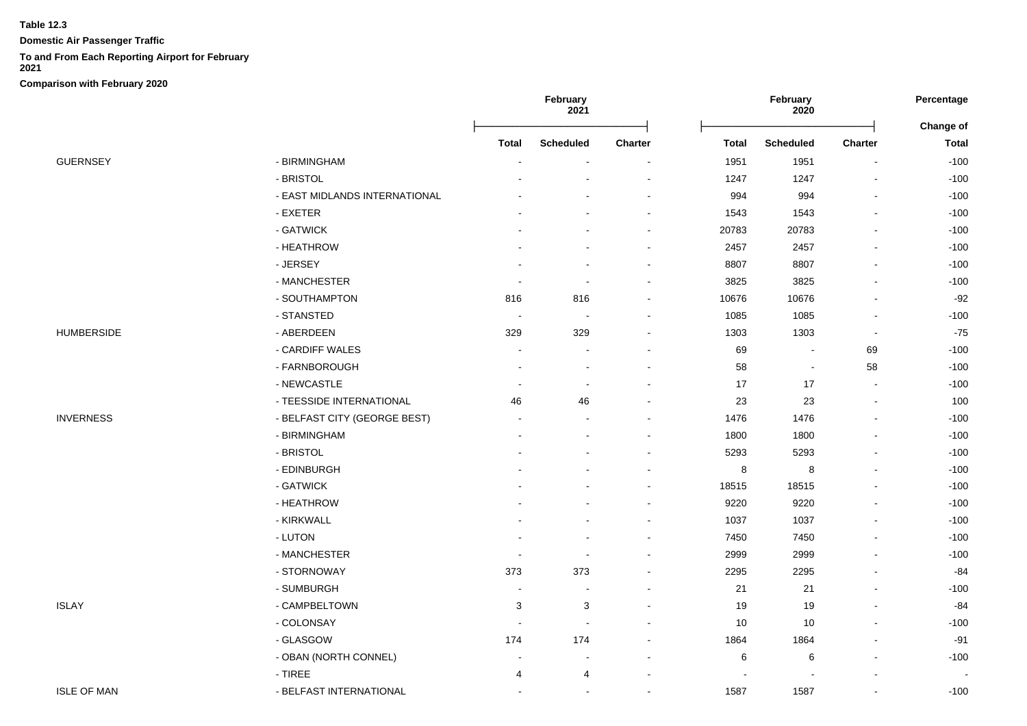**Table 12.3**

**Domestic Air Passenger Traffic**

**To and From Each Reporting Airport for February 2021**

**Comparison with February 2020**

| | | February 2021 | | | February 2020 | | | Percentage Change of |
|---|---|---|---|---|---|---|---|---|
| | | Total | Scheduled | Charter | Total | Scheduled | Charter | Total |
| GUERNSEY | - BIRMINGHAM | - | - | - | 1951 | 1951 | - | -100 |
| | - BRISTOL | - | - | - | 1247 | 1247 | - | -100 |
| | - EAST MIDLANDS INTERNATIONAL | - | - | - | 994 | 994 | - | -100 |
| | - EXETER | - | - | - | 1543 | 1543 | - | -100 |
| | - GATWICK | - | - | - | 20783 | 20783 | - | -100 |
| | - HEATHROW | - | - | - | 2457 | 2457 | - | -100 |
| | - JERSEY | - | - | - | 8807 | 8807 | - | -100 |
| | - MANCHESTER | - | - | - | 3825 | 3825 | - | -100 |
| | - SOUTHAMPTON | 816 | 816 | - | 10676 | 10676 | - | -92 |
| | - STANSTED | - | - | - | 1085 | 1085 | - | -100 |
| HUMBERSIDE | - ABERDEEN | 329 | 329 | - | 1303 | 1303 | - | -75 |
| | - CARDIFF WALES | - | - | - | 69 | - | 69 | -100 |
| | - FARNBOROUGH | - | - | - | 58 | - | 58 | -100 |
| | - NEWCASTLE | - | - | - | 17 | 17 | - | -100 |
| | - TEESSIDE INTERNATIONAL | 46 | 46 | - | 23 | 23 | - | 100 |
| INVERNESS | - BELFAST CITY (GEORGE BEST) | - | - | - | 1476 | 1476 | - | -100 |
| | - BIRMINGHAM | - | - | - | 1800 | 1800 | - | -100 |
| | - BRISTOL | - | - | - | 5293 | 5293 | - | -100 |
| | - EDINBURGH | - | - | - | 8 | 8 | - | -100 |
| | - GATWICK | - | - | - | 18515 | 18515 | - | -100 |
| | - HEATHROW | - | - | - | 9220 | 9220 | - | -100 |
| | - KIRKWALL | - | - | - | 1037 | 1037 | - | -100 |
| | - LUTON | - | - | - | 7450 | 7450 | - | -100 |
| | - MANCHESTER | - | - | - | 2999 | 2999 | - | -100 |
| | - STORNOWAY | 373 | 373 | - | 2295 | 2295 | - | -84 |
| | - SUMBURGH | - | - | - | 21 | 21 | - | -100 |
| ISLAY | - CAMPBELTOWN | 3 | 3 | - | 19 | 19 | - | -84 |
| | - COLONSAY | - | - | - | 10 | 10 | - | -100 |
| | - GLASGOW | 174 | 174 | - | 1864 | 1864 | - | -91 |
| | - OBAN (NORTH CONNEL) | - | - | - | 6 | 6 | - | -100 |
| | - TIREE | 4 | 4 | - | - | - | - | - |
| ISLE OF MAN | - BELFAST INTERNATIONAL | - | - | - | 1587 | 1587 | - | -100 |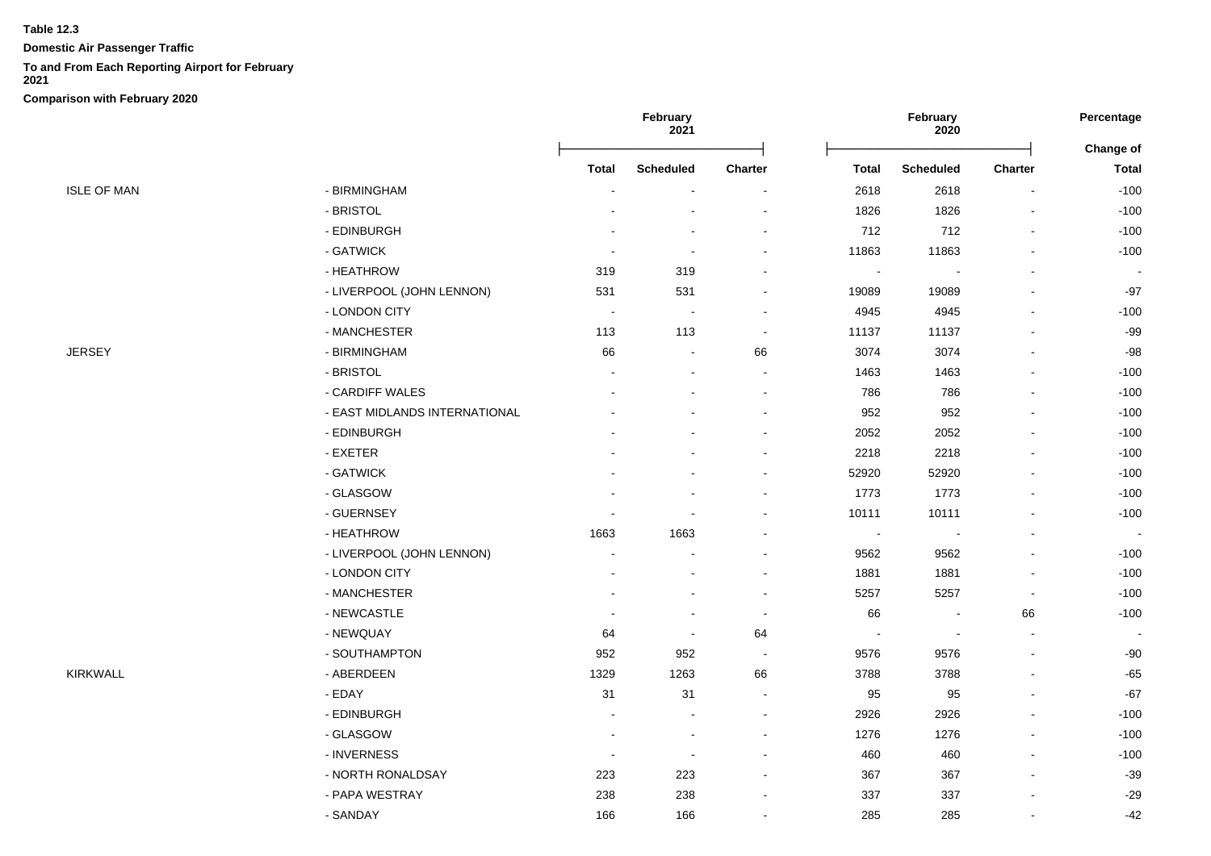**Table 12.3**

**Domestic Air Passenger Traffic**

**To and From Each Reporting Airport for February 2021**

**Comparison with February 2020**

| | | February 2021 | | | February 2020 | | | Percentage |
|---|---|---|---|---|---|---|---|---|
| | | | | | | | | Change of |
| | | **Total** | **Scheduled** | **Charter** | **Total** | **Scheduled** | **Charter** | **Total** |
| ISLE OF MAN | - BIRMINGHAM | - | - | - | 2618 | 2618 | - | -100 |
| | - BRISTOL | - | - | - | 1826 | 1826 | - | -100 |
| | - EDINBURGH | - | - | - | 712 | 712 | - | -100 |
| | - GATWICK | - | - | - | 11863 | 11863 | - | -100 |
| | - HEATHROW | 319 | 319 | - | - | - | - | - |
| | - LIVERPOOL (JOHN LENNON) | 531 | 531 | - | 19089 | 19089 | - | -97 |
| | - LONDON CITY | - | - | - | 4945 | 4945 | - | -100 |
| | - MANCHESTER | 113 | 113 | - | 11137 | 11137 | - | -99 |
| JERSEY | - BIRMINGHAM | 66 | - | 66 | 3074 | 3074 | - | -98 |
| | - BRISTOL | - | - | - | 1463 | 1463 | - | -100 |
| | - CARDIFF WALES | - | - | - | 786 | 786 | - | -100 |
| | - EAST MIDLANDS INTERNATIONAL | - | - | - | 952 | 952 | - | -100 |
| | - EDINBURGH | - | - | - | 2052 | 2052 | - | -100 |
| | - EXETER | - | - | - | 2218 | 2218 | - | -100 |
| | - GATWICK | - | - | - | 52920 | 52920 | - | -100 |
| | - GLASGOW | - | - | - | 1773 | 1773 | - | -100 |
| | - GUERNSEY | - | - | - | 10111 | 10111 | - | -100 |
| | - HEATHROW | 1663 | 1663 | - | - | - | - | - |
| | - LIVERPOOL (JOHN LENNON) | - | - | - | 9562 | 9562 | - | -100 |
| | - LONDON CITY | - | - | - | 1881 | 1881 | - | -100 |
| | - MANCHESTER | - | - | - | 5257 | 5257 | - | -100 |
| | - NEWCASTLE | - | - | - | 66 | - | 66 | -100 |
| | - NEWQUAY | 64 | - | 64 | - | - | - | - |
| | - SOUTHAMPTON | 952 | 952 | - | 9576 | 9576 | - | -90 |
| KIRKWALL | - ABERDEEN | 1329 | 1263 | 66 | 3788 | 3788 | - | -65 |
| | - EDAY | 31 | 31 | - | 95 | 95 | - | -67 |
| | - EDINBURGH | - | - | - | 2926 | 2926 | - | -100 |
| | - GLASGOW | - | - | - | 1276 | 1276 | - | -100 |
| | - INVERNESS | - | - | - | 460 | 460 | - | -100 |
| | - NORTH RONALDSAY | 223 | 223 | - | 367 | 367 | - | -39 |
| | - PAPA WESTRAY | 238 | 238 | - | 337 | 337 | - | -29 |
| | - SANDAY | 166 | 166 | - | 285 | 285 | - | -42 |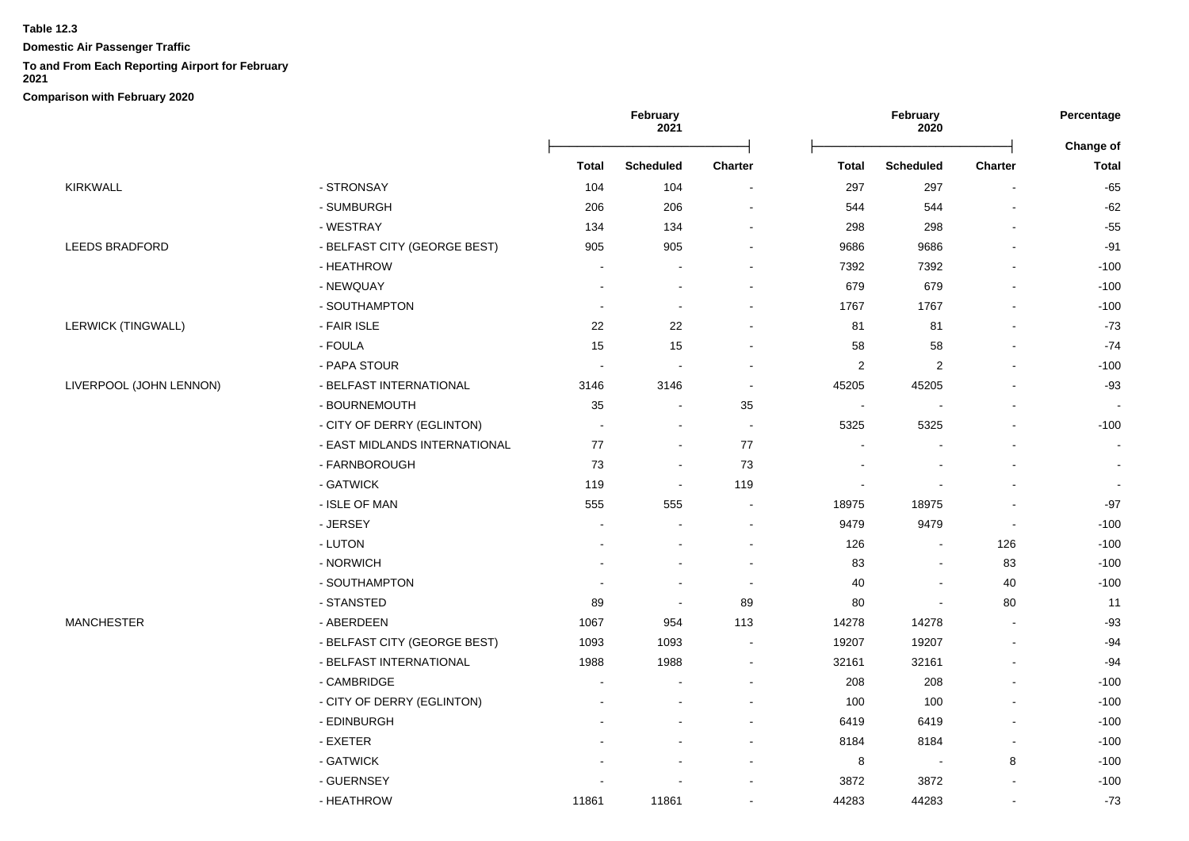**Table 12.3**

**Domestic Air Passenger Traffic**

**To and From Each Reporting Airport for February 2021**

**Comparison with February 2020**

| | | February 2021 | | | February 2020 | | | Percentage |
|---|---|---|---|---|---|---|---|---|
| | | | | | | | | Change of |
| | | Total | Scheduled | Charter | Total | Scheduled | Charter | Total |
| KIRKWALL | - STRONSAY | 104 | 104 | - | 297 | 297 | - | -65 |
| | - SUMBURGH | 206 | 206 | - | 544 | 544 | - | -62 |
| | - WESTRAY | 134 | 134 | - | 298 | 298 | - | -55 |
| LEEDS BRADFORD | - BELFAST CITY (GEORGE BEST) | 905 | 905 | - | 9686 | 9686 | - | -91 |
| | - HEATHROW | - | - | - | 7392 | 7392 | - | -100 |
| | - NEWQUAY | - | - | - | 679 | 679 | - | -100 |
| | - SOUTHAMPTON | - | - | - | 1767 | 1767 | - | -100 |
| LERWICK (TINGWALL) | - FAIR ISLE | 22 | 22 | - | 81 | 81 | - | -73 |
| | - FOULA | 15 | 15 | - | 58 | 58 | - | -74 |
| | - PAPA STOUR | - | - | - | 2 | 2 | - | -100 |
| LIVERPOOL (JOHN LENNON) | - BELFAST INTERNATIONAL | 3146 | 3146 | - | 45205 | 45205 | - | -93 |
| | - BOURNEMOUTH | 35 | - | 35 | - | - | - | - |
| | - CITY OF DERRY (EGLINTON) | - | - | - | 5325 | 5325 | - | -100 |
| | - EAST MIDLANDS INTERNATIONAL | 77 | - | 77 | - | - | - | - |
| | - FARNBOROUGH | 73 | - | 73 | - | - | - | - |
| | - GATWICK | 119 | - | 119 | - | - | - | - |
| | - ISLE OF MAN | 555 | 555 | - | 18975 | 18975 | - | -97 |
| | - JERSEY | - | - | - | 9479 | 9479 | - | -100 |
| | - LUTON | - | - | - | 126 | - | 126 | -100 |
| | - NORWICH | - | - | - | 83 | - | 83 | -100 |
| | - SOUTHAMPTON | - | - | - | 40 | - | 40 | -100 |
| | - STANSTED | 89 | - | 89 | 80 | - | 80 | 11 |
| MANCHESTER | - ABERDEEN | 1067 | 954 | 113 | 14278 | 14278 | - | -93 |
| | - BELFAST CITY (GEORGE BEST) | 1093 | 1093 | - | 19207 | 19207 | - | -94 |
| | - BELFAST INTERNATIONAL | 1988 | 1988 | - | 32161 | 32161 | - | -94 |
| | - CAMBRIDGE | - | - | - | 208 | 208 | - | -100 |
| | - CITY OF DERRY (EGLINTON) | - | - | - | 100 | 100 | - | -100 |
| | - EDINBURGH | - | - | - | 6419 | 6419 | - | -100 |
| | - EXETER | - | - | - | 8184 | 8184 | - | -100 |
| | - GATWICK | - | - | - | 8 | - | 8 | -100 |
| | - GUERNSEY | - | - | - | 3872 | 3872 | - | -100 |
| | - HEATHROW | 11861 | 11861 | - | 44283 | 44283 | - | -73 |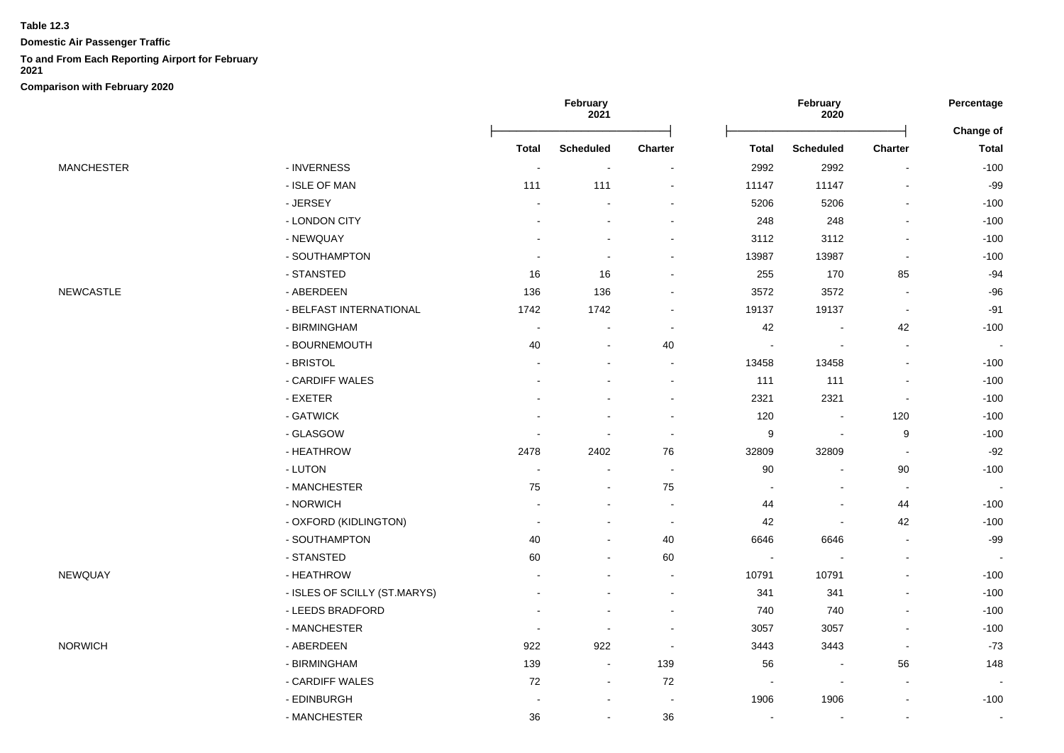**Table 12.3**

**Domestic Air Passenger Traffic**

**To and From Each Reporting Airport for February 2021**

**Comparison with February 2020**

| | | February 2021 | | | February 2020 | | | Percentage |
|---|---|---|---|---|---|---|---|---|
| | | | | | | | | Change of |
| | | Total | Scheduled | Charter | Total | Scheduled | Charter | Total |
| MANCHESTER | - INVERNESS | - | - | - | 2992 | 2992 | - | -100 |
| | - ISLE OF MAN | 111 | 111 | - | 11147 | 11147 | - | -99 |
| | - JERSEY | - | - | - | 5206 | 5206 | - | -100 |
| | - LONDON CITY | - | - | - | 248 | 248 | - | -100 |
| | - NEWQUAY | - | - | - | 3112 | 3112 | - | -100 |
| | - SOUTHAMPTON | - | - | - | 13987 | 13987 | - | -100 |
| | - STANSTED | 16 | 16 | - | 255 | 170 | 85 | -94 |
| NEWCASTLE | - ABERDEEN | 136 | 136 | - | 3572 | 3572 | - | -96 |
| | - BELFAST INTERNATIONAL | 1742 | 1742 | - | 19137 | 19137 | - | -91 |
| | - BIRMINGHAM | - | - | - | 42 | - | 42 | -100 |
| | - BOURNEMOUTH | 40 | - | 40 | - | - | - | - |
| | - BRISTOL | - | - | - | 13458 | 13458 | - | -100 |
| | - CARDIFF WALES | - | - | - | 111 | 111 | - | -100 |
| | - EXETER | - | - | - | 2321 | 2321 | - | -100 |
| | - GATWICK | - | - | - | 120 | - | 120 | -100 |
| | - GLASGOW | - | - | - | 9 | - | 9 | -100 |
| | - HEATHROW | 2478 | 2402 | 76 | 32809 | 32809 | - | -92 |
| | - LUTON | - | - | - | 90 | - | 90 | -100 |
| | - MANCHESTER | 75 | - | 75 | - | - | - | - |
| | - NORWICH | - | - | - | 44 | - | 44 | -100 |
| | - OXFORD (KIDLINGTON) | - | - | - | 42 | - | 42 | -100 |
| | - SOUTHAMPTON | 40 | - | 40 | 6646 | 6646 | - | -99 |
| | - STANSTED | 60 | - | 60 | - | - | - | - |
| NEWQUAY | - HEATHROW | - | - | - | 10791 | 10791 | - | -100 |
| | - ISLES OF SCILLY (ST.MARYS) | - | - | - | 341 | 341 | - | -100 |
| | - LEEDS BRADFORD | - | - | - | 740 | 740 | - | -100 |
| | - MANCHESTER | - | - | - | 3057 | 3057 | - | -100 |
| NORWICH | - ABERDEEN | 922 | 922 | - | 3443 | 3443 | - | -73 |
| | - BIRMINGHAM | 139 | - | 139 | 56 | - | 56 | 148 |
| | - CARDIFF WALES | 72 | - | 72 | - | - | - | - |
| | - EDINBURGH | - | - | - | 1906 | 1906 | - | -100 |
| | - MANCHESTER | 36 | - | 36 | - | - | - | - |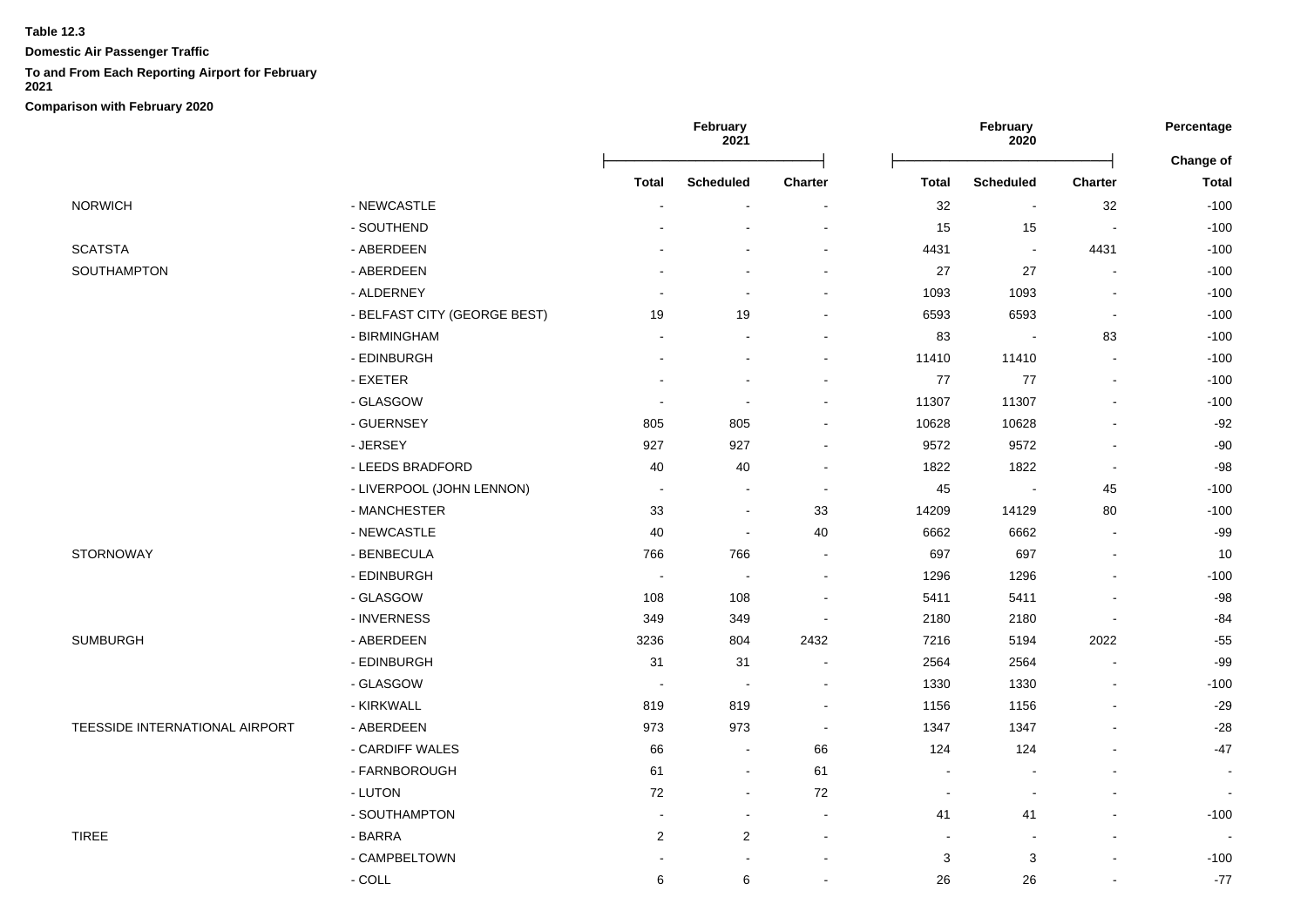**Table 12.3**

**Domestic Air Passenger Traffic**

**To and From Each Reporting Airport for February 2021**

**Comparison with February 2020**

| | | February 2021 | | | February 2020 | | | Percentage |
|---|---|---|---|---|---|---|---|---|
| | | | | | | | | Change of |
| | | Total | Scheduled | Charter | Total | Scheduled | Charter | Total |
| NORWICH | - NEWCASTLE | - | - | - | 32 | - | 32 | -100 |
| | - SOUTHEND | - | - | - | 15 | 15 | - | -100 |
| SCATSTA | - ABERDEEN | - | - | - | 4431 | - | 4431 | -100 |
| SOUTHAMPTON | - ABERDEEN | - | - | - | 27 | 27 | - | -100 |
| | - ALDERNEY | - | - | - | 1093 | 1093 | - | -100 |
| | - BELFAST CITY (GEORGE BEST) | 19 | 19 | - | 6593 | 6593 | - | -100 |
| | - BIRMINGHAM | - | - | - | 83 | - | 83 | -100 |
| | - EDINBURGH | - | - | - | 11410 | 11410 | - | -100 |
| | - EXETER | - | - | - | 77 | 77 | - | -100 |
| | - GLASGOW | - | - | - | 11307 | 11307 | - | -100 |
| | - GUERNSEY | 805 | 805 | - | 10628 | 10628 | - | -92 |
| | - JERSEY | 927 | 927 | - | 9572 | 9572 | - | -90 |
| | - LEEDS BRADFORD | 40 | 40 | - | 1822 | 1822 | - | -98 |
| | - LIVERPOOL (JOHN LENNON) | - | - | - | 45 | - | 45 | -100 |
| | - MANCHESTER | 33 | - | 33 | 14209 | 14129 | 80 | -100 |
| | - NEWCASTLE | 40 | - | 40 | 6662 | 6662 | - | -99 |
| STORNOWAY | - BENBECULA | 766 | 766 | - | 697 | 697 | - | 10 |
| | - EDINBURGH | - | - | - | 1296 | 1296 | - | -100 |
| | - GLASGOW | 108 | 108 | - | 5411 | 5411 | - | -98 |
| | - INVERNESS | 349 | 349 | - | 2180 | 2180 | - | -84 |
| SUMBURGH | - ABERDEEN | 3236 | 804 | 2432 | 7216 | 5194 | 2022 | -55 |
| | - EDINBURGH | 31 | 31 | - | 2564 | 2564 | - | -99 |
| | - GLASGOW | - | - | - | 1330 | 1330 | - | -100 |
| | - KIRKWALL | 819 | 819 | - | 1156 | 1156 | - | -29 |
| TEESSIDE INTERNATIONAL AIRPORT | - ABERDEEN | 973 | 973 | - | 1347 | 1347 | - | -28 |
| | - CARDIFF WALES | 66 | - | 66 | 124 | 124 | - | -47 |
| | - FARNBOROUGH | 61 | - | 61 | - | - | - | - |
| | - LUTON | 72 | - | 72 | - | - | - | - |
| | - SOUTHAMPTON | - | - | - | 41 | 41 | - | -100 |
| TIREE | - BARRA | 2 | 2 | - | - | - | - | - |
| | - CAMPBELTOWN | - | - | - | 3 | 3 | - | -100 |
| | - COLL | 6 | 6 | - | 26 | 26 | - | -77 |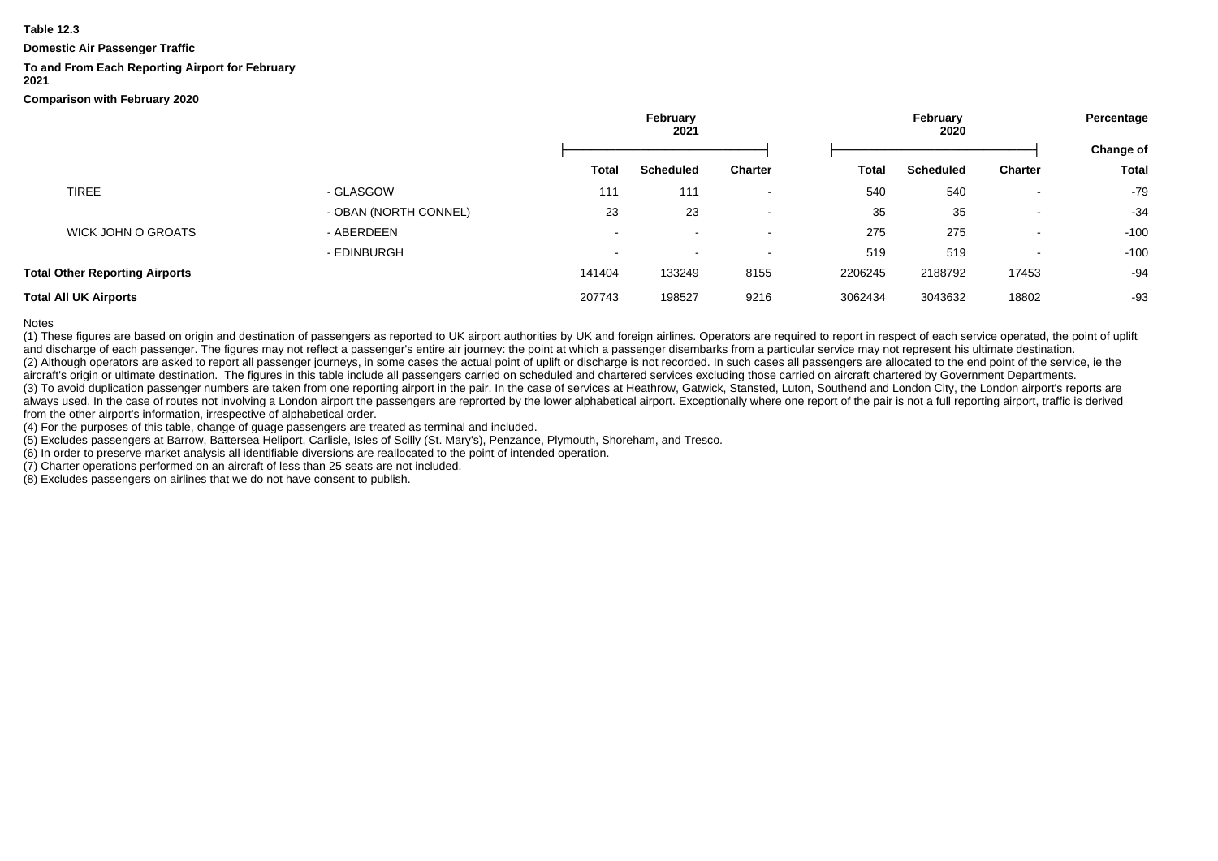**Table 12.3**

**Domestic Air Passenger Traffic**

**To and From Each Reporting Airport for February 2021**

**Comparison with February 2020**

| | | February 2021 | | | February 2020 | | | Percentage |
|---|---|---|---|---|---|---|---|---|
| | | | | | | | | Change of |
| | | **Total** | **Scheduled** | **Charter** | **Total** | **Scheduled** | **Charter** | **Total** |
| TIREE | - GLASGOW | 111 | 111 | - | 540 | 540 | - | -79 |
| | - OBAN (NORTH CONNEL) | 23 | 23 | - | 35 | 35 | - | -34 |
| WICK JOHN O GROATS | - ABERDEEN | - | - | - | 275 | 275 | - | -100 |
| | - EDINBURGH | - | - | - | 519 | 519 | - | -100 |
| **Total Other Reporting Airports** | | 141404 | 133249 | 8155 | 2206245 | 2188792 | 17453 | -94 |
| **Total All UK Airports** | | 207743 | 198527 | 9216 | 3062434 | 3043632 | 18802 | -93 |

Notes

(1) These figures are based on origin and destination of passengers as reported to UK airport authorities by UK and foreign airlines. Operators are required to report in respect of each service operated, the point of uplift and discharge of each passenger. The figures may not reflect a passenger's entire air journey: the point at which a passenger disembarks from a particular service may not represent his ultimate destination.

(2) Although operators are asked to report all passenger journeys, in some cases the actual point of uplift or discharge is not recorded. In such cases all passengers are allocated to the end point of the service, ie the aircraft's origin or ultimate destination. The figures in this table include all passengers carried on scheduled and chartered services excluding those carried on aircraft chartered by Government Departments.

(3) To avoid duplication passenger numbers are taken from one reporting airport in the pair. In the case of services at Heathrow, Gatwick, Stansted, Luton, Southend and London City, the London airport's reports are always used. In the case of routes not involving a London airport the passengers are reprorted by the lower alphabetical airport. Exceptionally where one report of the pair is not a full reporting airport, traffic is derived from the other airport's information, irrespective of alphabetical order.

(4) For the purposes of this table, change of guage passengers are treated as terminal and included.

(5) Excludes passengers at Barrow, Battersea Heliport, Carlisle, Isles of Scilly (St. Mary's), Penzance, Plymouth, Shoreham, and Tresco.

(6) In order to preserve market analysis all identifiable diversions are reallocated to the point of intended operation.

(7) Charter operations performed on an aircraft of less than 25 seats are not included.

(8) Excludes passengers on airlines that we do not have consent to publish.